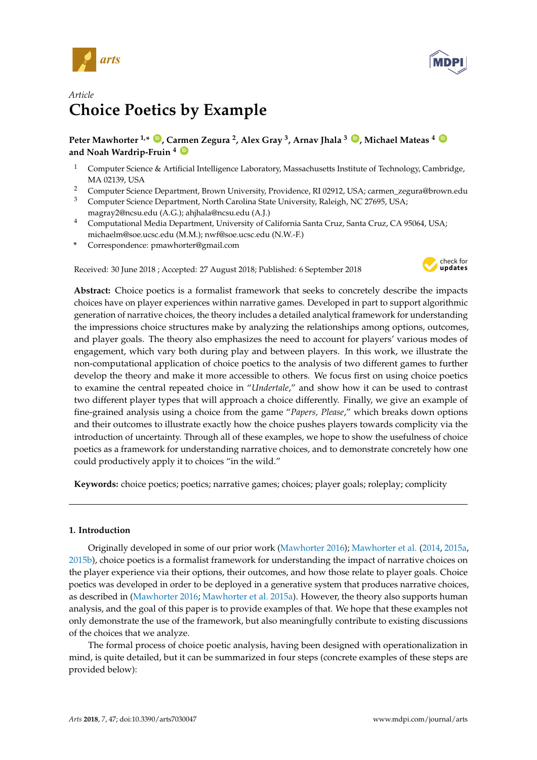*arts*

*Article*

# Choice Poetics by Example

**Peter Mawhorter [1,*], Carmen Zegura [2], Alex Gray [3], Arnav Jhala [3], Michael Mateas [4] and Noah Wardrip-Fruin [4]**

[1] Computer Science & Artificial Intelligence Laboratory, Massachusetts Institute of Technology, Cambridge, MA 02139, USA

[2] Computer Science Department, Brown University, Providence, RI 02912, USA; carmen_zegura@brown.edu

[3] Computer Science Department, North Carolina State University, Raleigh, NC 27695, USA; magray2@ncsu.edu (A.G.); ahjhala@ncsu.edu (A.J.)

[4] Computational Media Department, University of California Santa Cruz, Santa Cruz, CA 95064, USA; michaelm@soe.ucsc.edu (M.M.); nwf@soe.ucsc.edu (N.W.-F.)

\* Correspondence: pmawhorter@gmail.com

Received: 30 June 2018 ; Accepted: 27 August 2018; Published: 6 September 2018

**Abstract:** Choice poetics is a formalist framework that seeks to concretely describe the impacts choices have on player experiences within narrative games. Developed in part to support algorithmic generation of narrative choices, the theory includes a detailed analytical framework for understanding the impressions choice structures make by analyzing the relationships among options, outcomes, and player goals. The theory also emphasizes the need to account for players' various modes of engagement, which vary both during play and between players. In this work, we illustrate the non-computational application of choice poetics to the analysis of two different games to further develop the theory and make it more accessible to others. We focus first on using choice poetics to examine the central repeated choice in "*Undertale*," and show how it can be used to contrast two different player types that will approach a choice differently. Finally, we give an example of fine-grained analysis using a choice from the game "*Papers, Please*," which breaks down options and their outcomes to illustrate exactly how the choice pushes players towards complicity via the introduction of uncertainty. Through all of these examples, we hope to show the usefulness of choice poetics as a framework for understanding narrative choices, and to demonstrate concretely how one could productively apply it to choices "in the wild."

**Keywords:** choice poetics; poetics; narrative games; choices; player goals; roleplay; complicity

---

## 1. Introduction

Originally developed in some of our prior work (Mawhorter 2016); Mawhorter et al. (2014, 2015a, 2015b), choice poetics is a formalist framework for understanding the impact of narrative choices on the player experience via their options, their outcomes, and how those relate to player goals. Choice poetics was developed in order to be deployed in a generative system that produces narrative choices, as described in (Mawhorter 2016; Mawhorter et al. 2015a). However, the theory also supports human analysis, and the goal of this paper is to provide examples of that. We hope that these examples not only demonstrate the use of the framework, but also meaningfully contribute to existing discussions of the choices that we analyze.

The formal process of choice poetic analysis, having been designed with operationalization in mind, is quite detailed, but it can be summarized in four steps (concrete examples of these steps are provided below):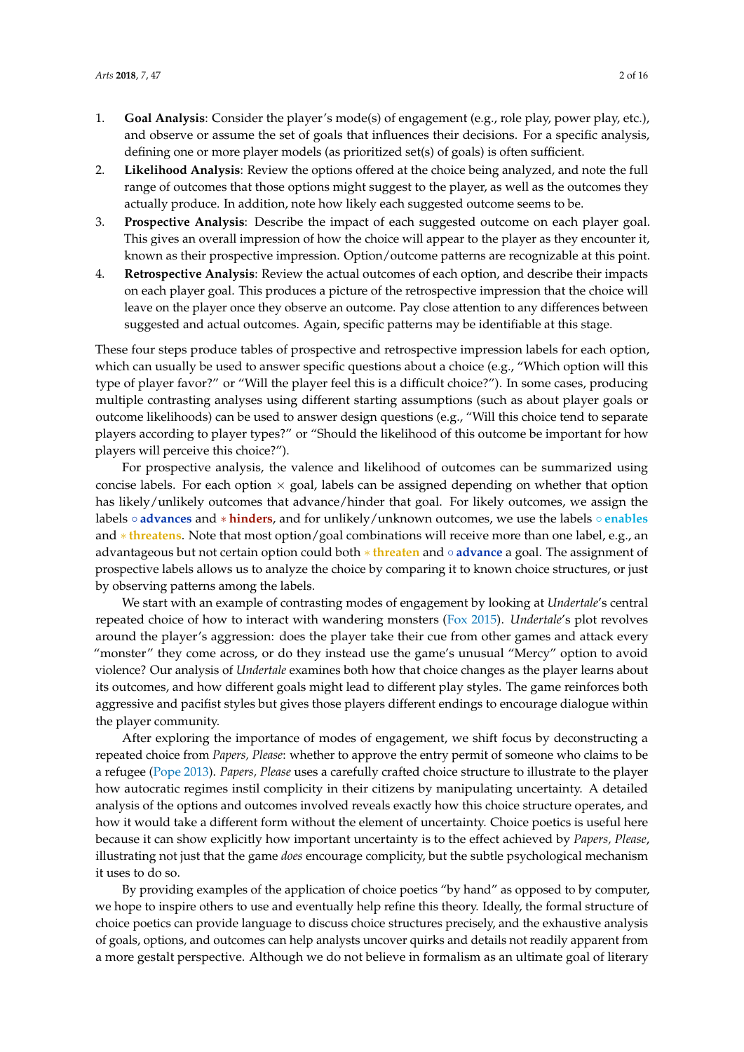1. **Goal Analysis**: Consider the player's mode(s) of engagement (e.g., role play, power play, etc.), and observe or assume the set of goals that influences their decisions. For a specific analysis, defining one or more player models (as prioritized set(s) of goals) is often sufficient.
2. **Likelihood Analysis**: Review the options offered at the choice being analyzed, and note the full range of outcomes that those options might suggest to the player, as well as the outcomes they actually produce. In addition, note how likely each suggested outcome seems to be.
3. **Prospective Analysis**: Describe the impact of each suggested outcome on each player goal. This gives an overall impression of how the choice will appear to the player as they encounter it, known as their prospective impression. Option/outcome patterns are recognizable at this point.
4. **Retrospective Analysis**: Review the actual outcomes of each option, and describe their impacts on each player goal. This produces a picture of the retrospective impression that the choice will leave on the player once they observe an outcome. Pay close attention to any differences between suggested and actual outcomes. Again, specific patterns may be identifiable at this stage.

These four steps produce tables of prospective and retrospective impression labels for each option, which can usually be used to answer specific questions about a choice (e.g., "Which option will this type of player favor?" or "Will the player feel this is a difficult choice?"). In some cases, producing multiple contrasting analyses using different starting assumptions (such as about player goals or outcome likelihoods) can be used to answer design questions (e.g., "Will this choice tend to separate players according to player types?" or "Should the likelihood of this outcome be important for how players will perceive this choice?").

For prospective analysis, the valence and likelihood of outcomes can be summarized using concise labels. For each option × goal, labels can be assigned depending on whether that option has likely/unlikely outcomes that advance/hinder that goal. For likely outcomes, we assign the labels ◦ **advances** and ∗ **hinders**, and for unlikely/unknown outcomes, we use the labels ◦ **enables** and ∗ **threatens**. Note that most option/goal combinations will receive more than one label, e.g., an advantageous but not certain option could both ∗ **threaten** and ◦ **advance** a goal. The assignment of prospective labels allows us to analyze the choice by comparing it to known choice structures, or just by observing patterns among the labels.

We start with an example of contrasting modes of engagement by looking at *Undertale*'s central repeated choice of how to interact with wandering monsters (Fox 2015). *Undertale*'s plot revolves around the player's aggression: does the player take their cue from other games and attack every "monster" they come across, or do they instead use the game's unusual "Mercy" option to avoid violence? Our analysis of *Undertale* examines both how that choice changes as the player learns about its outcomes, and how different goals might lead to different play styles. The game reinforces both aggressive and pacifist styles but gives those players different endings to encourage dialogue within the player community.

After exploring the importance of modes of engagement, we shift focus by deconstructing a repeated choice from *Papers, Please*: whether to approve the entry permit of someone who claims to be a refugee (Pope 2013). *Papers, Please* uses a carefully crafted choice structure to illustrate to the player how autocratic regimes instil complicity in their citizens by manipulating uncertainty. A detailed analysis of the options and outcomes involved reveals exactly how this choice structure operates, and how it would take a different form without the element of uncertainty. Choice poetics is useful here because it can show explicitly how important uncertainty is to the effect achieved by *Papers, Please*, illustrating not just that the game *does* encourage complicity, but the subtle psychological mechanism it uses to do so.

By providing examples of the application of choice poetics "by hand" as opposed to by computer, we hope to inspire others to use and eventually help refine this theory. Ideally, the formal structure of choice poetics can provide language to discuss choice structures precisely, and the exhaustive analysis of goals, options, and outcomes can help analysts uncover quirks and details not readily apparent from a more gestalt perspective. Although we do not believe in formalism as an ultimate goal of literary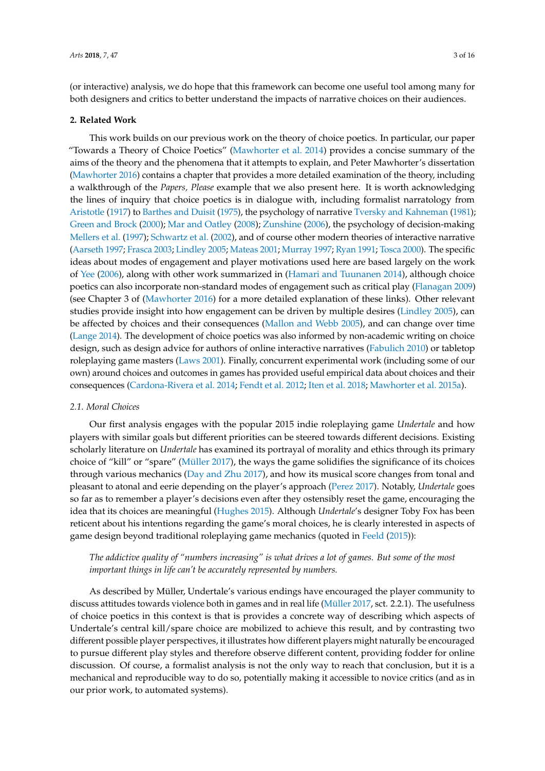(or interactive) analysis, we do hope that this framework can become one useful tool among many for both designers and critics to better understand the impacts of narrative choices on their audiences.

## 2. Related Work

This work builds on our previous work on the theory of choice poetics. In particular, our paper "Towards a Theory of Choice Poetics" (Mawhorter et al. 2014) provides a concise summary of the aims of the theory and the phenomena that it attempts to explain, and Peter Mawhorter's dissertation (Mawhorter 2016) contains a chapter that provides a more detailed examination of the theory, including a walkthrough of the *Papers, Please* example that we also present here. It is worth acknowledging the lines of inquiry that choice poetics is in dialogue with, including formalist narratology from Aristotle (1917) to Barthes and Duisit (1975), the psychology of narrative Tversky and Kahneman (1981); Green and Brock (2000); Mar and Oatley (2008); Zunshine (2006), the psychology of decision-making Mellers et al. (1997); Schwartz et al. (2002), and of course other modern theories of interactive narrative (Aarseth 1997; Frasca 2003; Lindley 2005; Mateas 2001; Murray 1997; Ryan 1991; Tosca 2000). The specific ideas about modes of engagement and player motivations used here are based largely on the work of Yee (2006), along with other work summarized in (Hamari and Tuunanen 2014), although choice poetics can also incorporate non-standard modes of engagement such as critical play (Flanagan 2009) (see Chapter 3 of (Mawhorter 2016) for a more detailed explanation of these links). Other relevant studies provide insight into how engagement can be driven by multiple desires (Lindley 2005), can be affected by choices and their consequences (Mallon and Webb 2005), and can change over time (Lange 2014). The development of choice poetics was also informed by non-academic writing on choice design, such as design advice for authors of online interactive narratives (Fabulich 2010) or tabletop roleplaying game masters (Laws 2001). Finally, concurrent experimental work (including some of our own) around choices and outcomes in games has provided useful empirical data about choices and their consequences (Cardona-Rivera et al. 2014; Fendt et al. 2012; Iten et al. 2018; Mawhorter et al. 2015a).

### *2.1. Moral Choices*

Our first analysis engages with the popular 2015 indie roleplaying game *Undertale* and how players with similar goals but different priorities can be steered towards different decisions. Existing scholarly literature on *Undertale* has examined its portrayal of morality and ethics through its primary choice of "kill" or "spare" (Müller 2017), the ways the game solidifies the significance of its choices through various mechanics (Day and Zhu 2017), and how its musical score changes from tonal and pleasant to atonal and eerie depending on the player's approach (Perez 2017). Notably, *Undertale* goes so far as to remember a player's decisions even after they ostensibly reset the game, encouraging the idea that its choices are meaningful (Hughes 2015). Although *Undertale*'s designer Toby Fox has been reticent about his intentions regarding the game's moral choices, he is clearly interested in aspects of game design beyond traditional roleplaying game mechanics (quoted in Feeld (2015)):

> *The addictive quality of "numbers increasing" is what drives a lot of games. But some of the most important things in life can't be accurately represented by numbers.*

As described by Müller, Undertale's various endings have encouraged the player community to discuss attitudes towards violence both in games and in real life (Müller 2017, sct. 2.2.1). The usefulness of choice poetics in this context is that is provides a concrete way of describing which aspects of Undertale's central kill/spare choice are mobilized to achieve this result, and by contrasting two different possible player perspectives, it illustrates how different players might naturally be encouraged to pursue different play styles and therefore observe different content, providing fodder for online discussion. Of course, a formalist analysis is not the only way to reach that conclusion, but it is a mechanical and reproducible way to do so, potentially making it accessible to novice critics (and as in our prior work, to automated systems).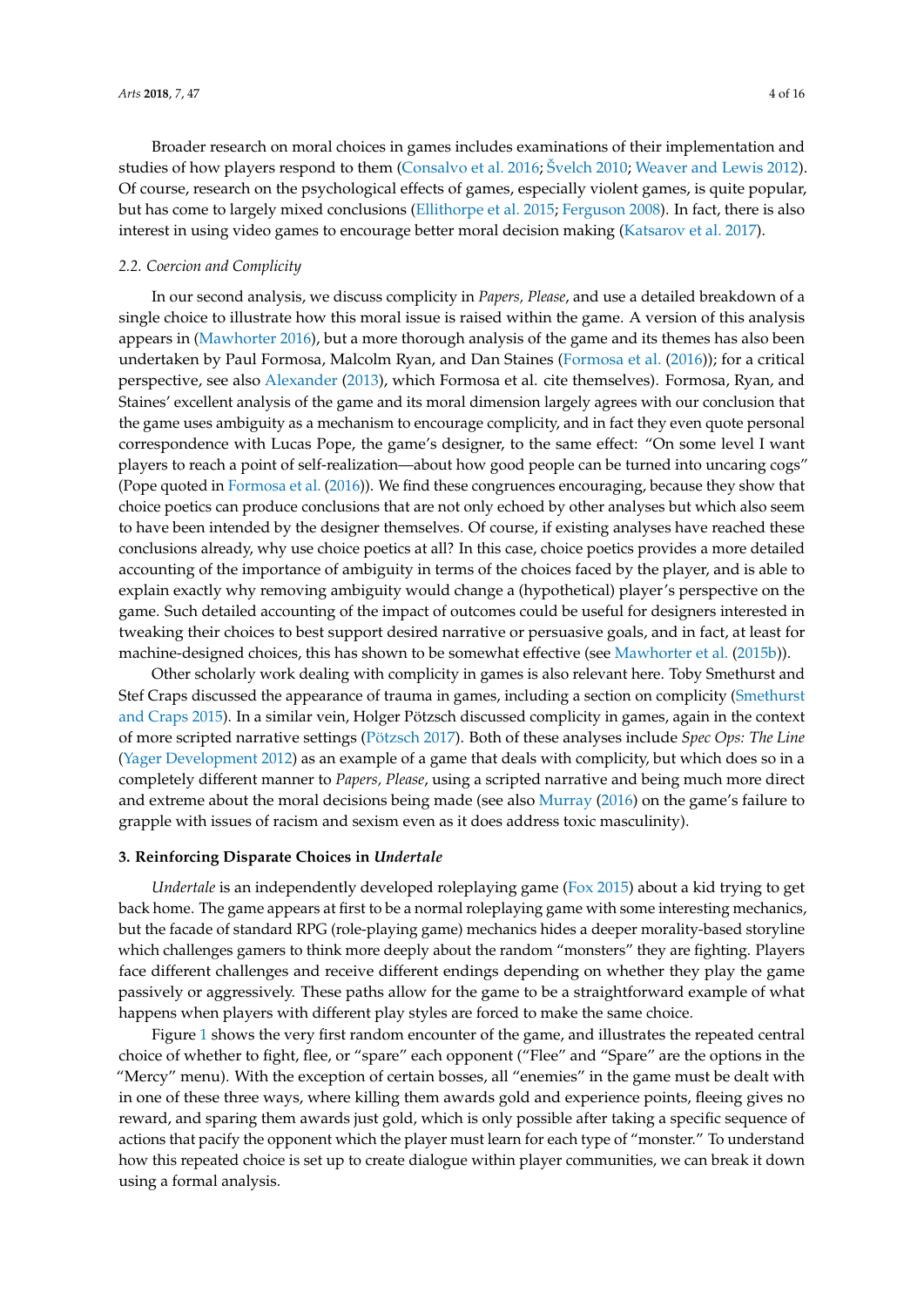Broader research on moral choices in games includes examinations of their implementation and studies of how players respond to them (Consalvo et al. 2016; Švelch 2010; Weaver and Lewis 2012). Of course, research on the psychological effects of games, especially violent games, is quite popular, but has come to largely mixed conclusions (Ellithorpe et al. 2015; Ferguson 2008). In fact, there is also interest in using video games to encourage better moral decision making (Katsarov et al. 2017).

### 2.2. Coercion and Complicity

In our second analysis, we discuss complicity in *Papers, Please*, and use a detailed breakdown of a single choice to illustrate how this moral issue is raised within the game. A version of this analysis appears in (Mawhorter 2016), but a more thorough analysis of the game and its themes has also been undertaken by Paul Formosa, Malcolm Ryan, and Dan Staines (Formosa et al. (2016)); for a critical perspective, see also Alexander (2013), which Formosa et al. cite themselves). Formosa, Ryan, and Staines' excellent analysis of the game and its moral dimension largely agrees with our conclusion that the game uses ambiguity as a mechanism to encourage complicity, and in fact they even quote personal correspondence with Lucas Pope, the game's designer, to the same effect: "On some level I want players to reach a point of self-realization—about how good people can be turned into uncaring cogs" (Pope quoted in Formosa et al. (2016)). We find these congruences encouraging, because they show that choice poetics can produce conclusions that are not only echoed by other analyses but which also seem to have been intended by the designer themselves. Of course, if existing analyses have reached these conclusions already, why use choice poetics at all? In this case, choice poetics provides a more detailed accounting of the importance of ambiguity in terms of the choices faced by the player, and is able to explain exactly why removing ambiguity would change a (hypothetical) player's perspective on the game. Such detailed accounting of the impact of outcomes could be useful for designers interested in tweaking their choices to best support desired narrative or persuasive goals, and in fact, at least for machine-designed choices, this has shown to be somewhat effective (see Mawhorter et al. (2015b)).

Other scholarly work dealing with complicity in games is also relevant here. Toby Smethurst and Stef Craps discussed the appearance of trauma in games, including a section on complicity (Smethurst and Craps 2015). In a similar vein, Holger Pötzsch discussed complicity in games, again in the context of more scripted narrative settings (Pötzsch 2017). Both of these analyses include *Spec Ops: The Line* (Yager Development 2012) as an example of a game that deals with complicity, but which does so in a completely different manner to *Papers, Please*, using a scripted narrative and being much more direct and extreme about the moral decisions being made (see also Murray (2016) on the game's failure to grapple with issues of racism and sexism even as it does address toxic masculinity).

## 3. Reinforcing Disparate Choices in *Undertale*

*Undertale* is an independently developed roleplaying game (Fox 2015) about a kid trying to get back home. The game appears at first to be a normal roleplaying game with some interesting mechanics, but the facade of standard RPG (role-playing game) mechanics hides a deeper morality-based storyline which challenges gamers to think more deeply about the random "monsters" they are fighting. Players face different challenges and receive different endings depending on whether they play the game passively or aggressively. These paths allow for the game to be a straightforward example of what happens when players with different play styles are forced to make the same choice.

Figure 1 shows the very first random encounter of the game, and illustrates the repeated central choice of whether to fight, flee, or "spare" each opponent ("Flee" and "Spare" are the options in the "Mercy" menu). With the exception of certain bosses, all "enemies" in the game must be dealt with in one of these three ways, where killing them awards gold and experience points, fleeing gives no reward, and sparing them awards just gold, which is only possible after taking a specific sequence of actions that pacify the opponent which the player must learn for each type of "monster." To understand how this repeated choice is set up to create dialogue within player communities, we can break it down using a formal analysis.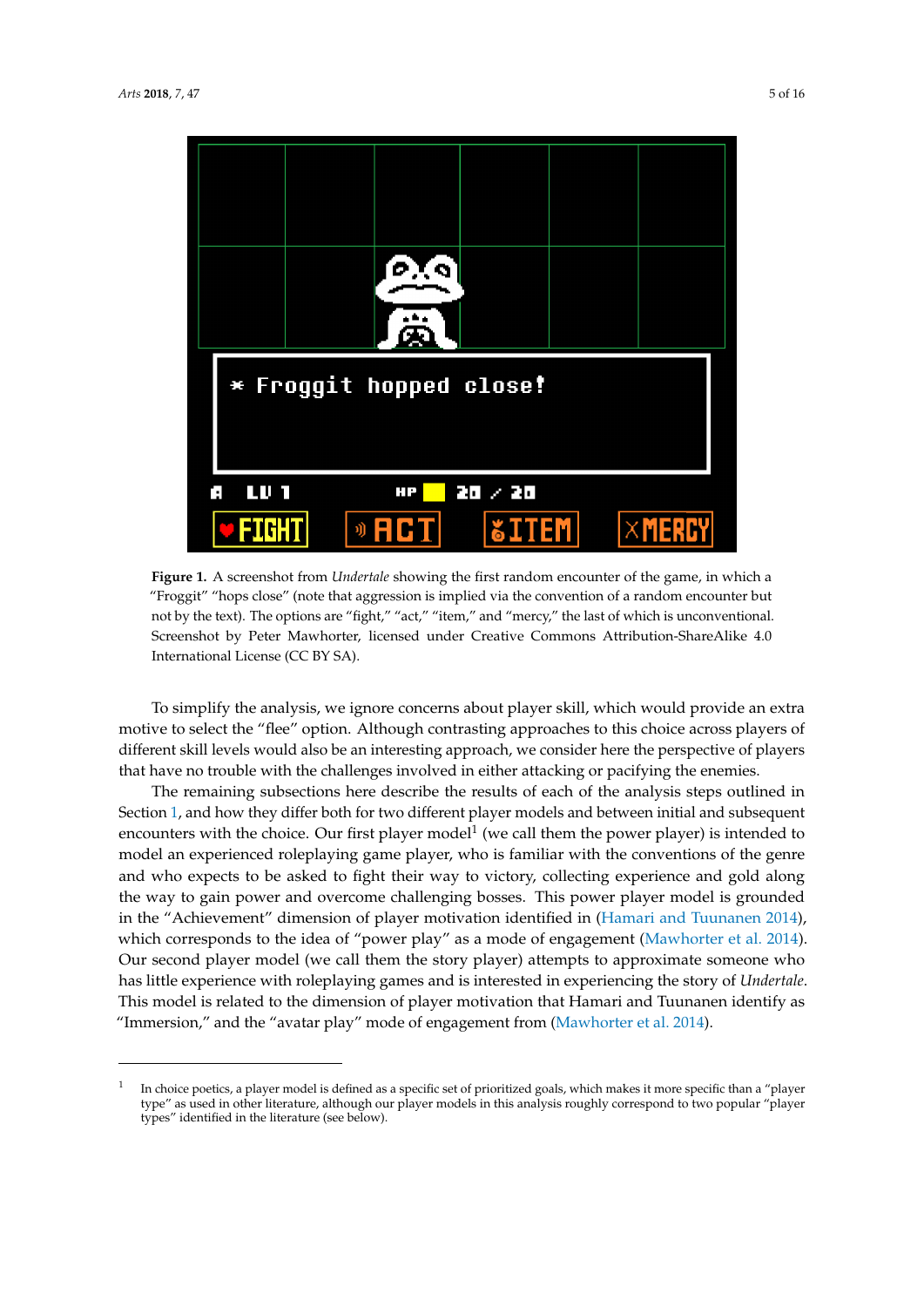Figure 1. A screenshot from *Undertale* showing the first random encounter of the game, in which a "Froggit" "hops close" (note that aggression is implied via the convention of a random encounter but not by the text). The options are "fight," "act," "item," and "mercy," the last of which is unconventional. Screenshot by Peter Mawhorter, licensed under Creative Commons Attribution-ShareAlike 4.0 International License (CC BY SA).

To simplify the analysis, we ignore concerns about player skill, which would provide an extra motive to select the "flee" option. Although contrasting approaches to this choice across players of different skill levels would also be an interesting approach, we consider here the perspective of players that have no trouble with the challenges involved in either attacking or pacifying the enemies.

The remaining subsections here describe the results of each of the analysis steps outlined in Section 1, and how they differ both for two different player models and between initial and subsequent encounters with the choice. Our first player model[1] (we call them the power player) is intended to model an experienced roleplaying game player, who is familiar with the conventions of the genre and who expects to be asked to fight their way to victory, collecting experience and gold along the way to gain power and overcome challenging bosses. This power player model is grounded in the "Achievement" dimension of player motivation identified in (Hamari and Tuunanen 2014), which corresponds to the idea of "power play" as a mode of engagement (Mawhorter et al. 2014). Our second player model (we call them the story player) attempts to approximate someone who has little experience with roleplaying games and is interested in experiencing the story of *Undertale*. This model is related to the dimension of player motivation that Hamari and Tuunanen identify as "Immersion," and the "avatar play" mode of engagement from (Mawhorter et al. 2014).

---

[1] In choice poetics, a player model is defined as a specific set of prioritized goals, which makes it more specific than a "player type" as used in other literature, although our player models in this analysis roughly correspond to two popular "player types" identified in the literature (see below).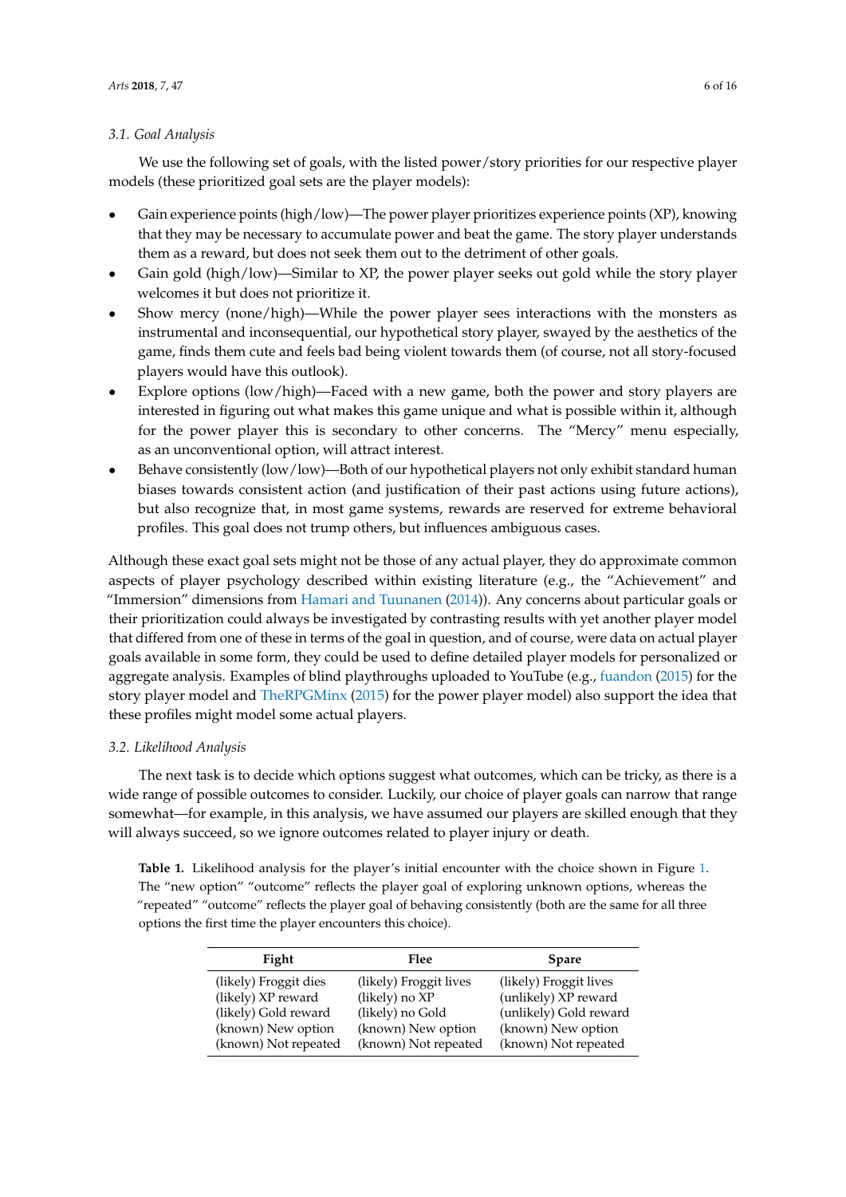### 3.1. Goal Analysis

We use the following set of goals, with the listed power/story priorities for our respective player models (these prioritized goal sets are the player models):

- Gain experience points (high/low)—The power player prioritizes experience points (XP), knowing that they may be necessary to accumulate power and beat the game. The story player understands them as a reward, but does not seek them out to the detriment of other goals.
- Gain gold (high/low)—Similar to XP, the power player seeks out gold while the story player welcomes it but does not prioritize it.
- Show mercy (none/high)—While the power player sees interactions with the monsters as instrumental and inconsequential, our hypothetical story player, swayed by the aesthetics of the game, finds them cute and feels bad being violent towards them (of course, not all story-focused players would have this outlook).
- Explore options (low/high)—Faced with a new game, both the power and story players are interested in figuring out what makes this game unique and what is possible within it, although for the power player this is secondary to other concerns. The "Mercy" menu especially, as an unconventional option, will attract interest.
- Behave consistently (low/low)—Both of our hypothetical players not only exhibit standard human biases towards consistent action (and justification of their past actions using future actions), but also recognize that, in most game systems, rewards are reserved for extreme behavioral profiles. This goal does not trump others, but influences ambiguous cases.

Although these exact goal sets might not be those of any actual player, they do approximate common aspects of player psychology described within existing literature (e.g., the "Achievement" and "Immersion" dimensions from Hamari and Tuunanen (2014)). Any concerns about particular goals or their prioritization could always be investigated by contrasting results with yet another player model that differed from one of these in terms of the goal in question, and of course, were data on actual player goals available in some form, they could be used to define detailed player models for personalized or aggregate analysis. Examples of blind playthroughs uploaded to YouTube (e.g., fuandon (2015) for the story player model and TheRPGMinx (2015) for the power player model) also support the idea that these profiles might model some actual players.

### 3.2. Likelihood Analysis

The next task is to decide which options suggest what outcomes, which can be tricky, as there is a wide range of possible outcomes to consider. Luckily, our choice of player goals can narrow that range somewhat—for example, in this analysis, we have assumed our players are skilled enough that they will always succeed, so we ignore outcomes related to player injury or death.

**Table 1.** Likelihood analysis for the player's initial encounter with the choice shown in Figure 1. The "new option" "outcome" reflects the player goal of exploring unknown options, whereas the "repeated" "outcome" reflects the player goal of behaving consistently (both are the same for all three options the first time the player encounters this choice).

| Fight | Flee | Spare |
|---|---|---|
| (likely) Froggit dies | (likely) Froggit lives | (likely) Froggit lives |
| (likely) XP reward | (likely) no XP | (unlikely) XP reward |
| (likely) Gold reward | (likely) no Gold | (unlikely) Gold reward |
| (known) New option | (known) New option | (known) New option |
| (known) Not repeated | (known) Not repeated | (known) Not repeated |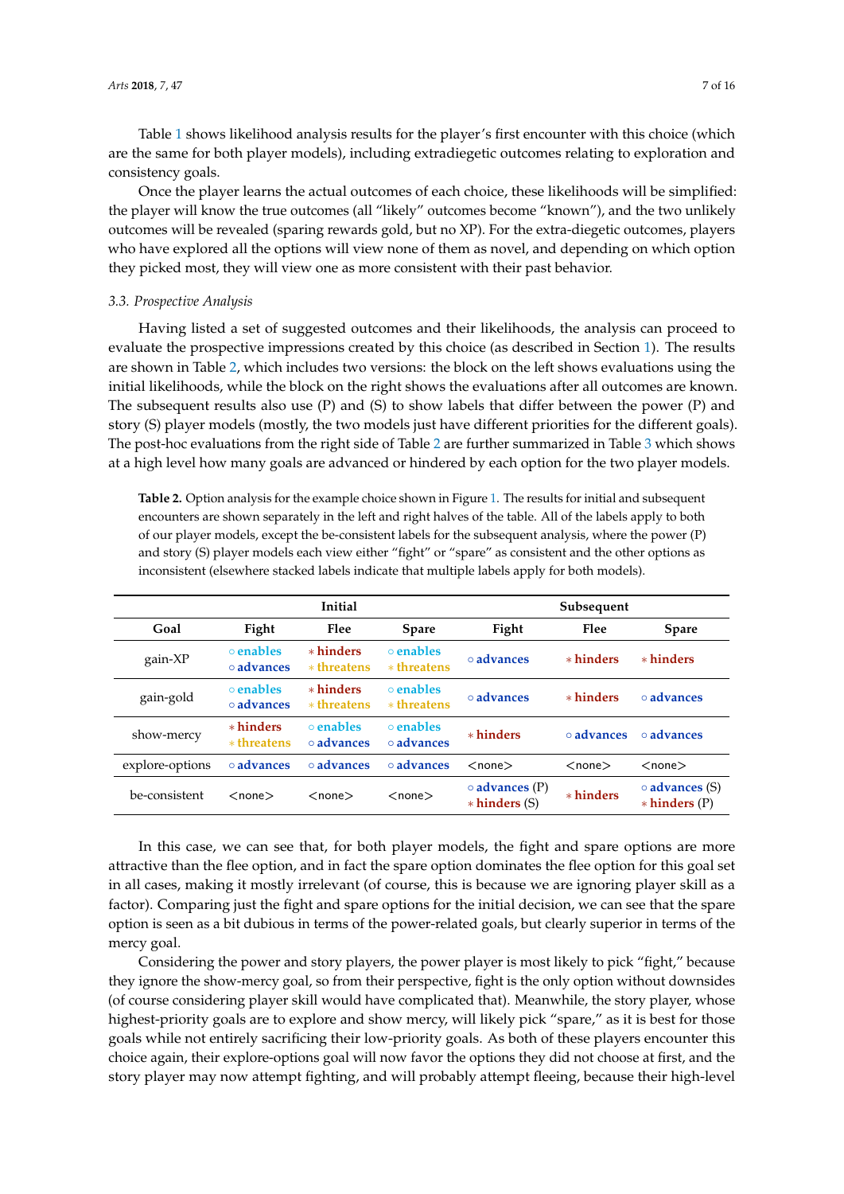Table 1 shows likelihood analysis results for the player's first encounter with this choice (which are the same for both player models), including extradiegetic outcomes relating to exploration and consistency goals.

Once the player learns the actual outcomes of each choice, these likelihoods will be simplified: the player will know the true outcomes (all "likely" outcomes become "known"), and the two unlikely outcomes will be revealed (sparing rewards gold, but no XP). For the extra-diegetic outcomes, players who have explored all the options will view none of them as novel, and depending on which option they picked most, they will view one as more consistent with their past behavior.

### 3.3. Prospective Analysis

Having listed a set of suggested outcomes and their likelihoods, the analysis can proceed to evaluate the prospective impressions created by this choice (as described in Section 1). The results are shown in Table 2, which includes two versions: the block on the left shows evaluations using the initial likelihoods, while the block on the right shows the evaluations after all outcomes are known. The subsequent results also use (P) and (S) to show labels that differ between the power (P) and story (S) player models (mostly, the two models just have different priorities for the different goals). The post-hoc evaluations from the right side of Table 2 are further summarized in Table 3 which shows at a high level how many goals are advanced or hindered by each option for the two player models.

**Table 2.** Option analysis for the example choice shown in Figure 1. The results for initial and subsequent encounters are shown separately in the left and right halves of the table. All of the labels apply to both of our player models, except the be-consistent labels for the subsequent analysis, where the power (P) and story (S) player models each view either "fight" or "spare" as consistent and the other options as inconsistent (elsewhere stacked labels indicate that multiple labels apply for both models).

| | Initial | | | Subsequent | | |
|---|---|---|---|---|---|---|
| **Goal** | **Fight** | **Flee** | **Spare** | **Fight** | **Flee** | **Spare** |
| gain-XP | ∘ **enables**<br>∘ **advances** | * **hinders**<br>* **threatens** | ∘ **enables**<br>* **threatens** | ∘ **advances** | * **hinders** | * **hinders** |
| gain-gold | ∘ **enables**<br>∘ **advances** | * **hinders**<br>* **threatens** | ∘ **enables**<br>* **threatens** | ∘ **advances** | * **hinders** | ∘ **advances** |
| show-mercy | * **hinders**<br>* **threatens** | ∘ **enables**<br>∘ **advances** | ∘ **enables**<br>∘ **advances** | * **hinders** | ∘ **advances** | ∘ **advances** |
| explore-options | ∘ **advances** | ∘ **advances** | ∘ **advances** | <none> | <none> | <none> |
| be-consistent | <none> | <none> | <none> | ∘ **advances** (P)<br>* **hinders** (S) | * **hinders** | ∘ **advances** (S)<br>* **hinders** (P) |

In this case, we can see that, for both player models, the fight and spare options are more attractive than the flee option, and in fact the spare option dominates the flee option for this goal set in all cases, making it mostly irrelevant (of course, this is because we are ignoring player skill as a factor). Comparing just the fight and spare options for the initial decision, we can see that the spare option is seen as a bit dubious in terms of the power-related goals, but clearly superior in terms of the mercy goal.

Considering the power and story players, the power player is most likely to pick "fight," because they ignore the show-mercy goal, so from their perspective, fight is the only option without downsides (of course considering player skill would have complicated that). Meanwhile, the story player, whose highest-priority goals are to explore and show mercy, will likely pick "spare," as it is best for those goals while not entirely sacrificing their low-priority goals. As both of these players encounter this choice again, their explore-options goal will now favor the options they did not choose at first, and the story player may now attempt fighting, and will probably attempt fleeing, because their high-level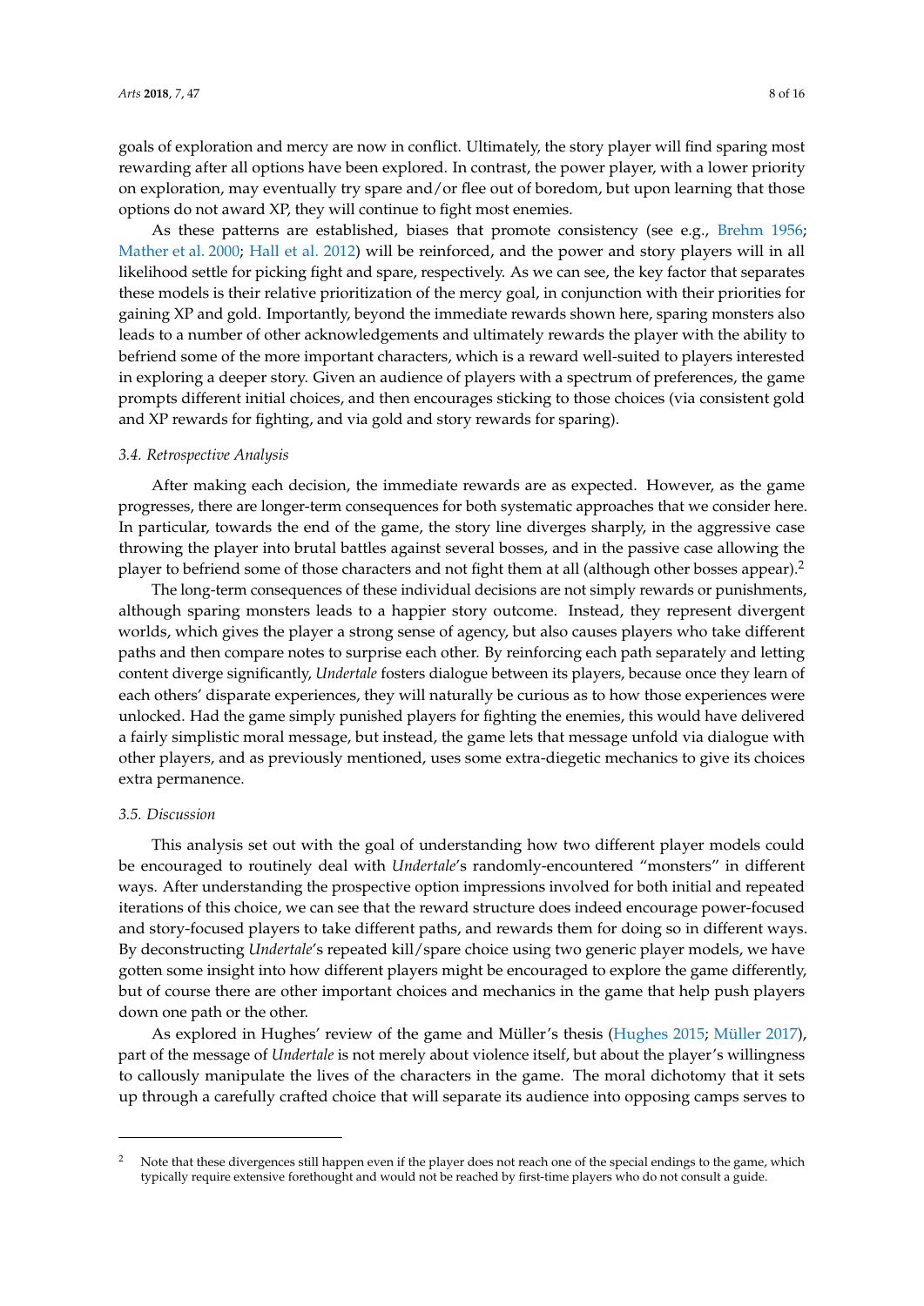goals of exploration and mercy are now in conflict. Ultimately, the story player will find sparing most rewarding after all options have been explored. In contrast, the power player, with a lower priority on exploration, may eventually try spare and/or flee out of boredom, but upon learning that those options do not award XP, they will continue to fight most enemies.

As these patterns are established, biases that promote consistency (see e.g., Brehm 1956; Mather et al. 2000; Hall et al. 2012) will be reinforced, and the power and story players will in all likelihood settle for picking fight and spare, respectively. As we can see, the key factor that separates these models is their relative prioritization of the mercy goal, in conjunction with their priorities for gaining XP and gold. Importantly, beyond the immediate rewards shown here, sparing monsters also leads to a number of other acknowledgements and ultimately rewards the player with the ability to befriend some of the more important characters, which is a reward well-suited to players interested in exploring a deeper story. Given an audience of players with a spectrum of preferences, the game prompts different initial choices, and then encourages sticking to those choices (via consistent gold and XP rewards for fighting, and via gold and story rewards for sparing).

### 3.4. Retrospective Analysis

After making each decision, the immediate rewards are as expected. However, as the game progresses, there are longer-term consequences for both systematic approaches that we consider here. In particular, towards the end of the game, the story line diverges sharply, in the aggressive case throwing the player into brutal battles against several bosses, and in the passive case allowing the player to befriend some of those characters and not fight them at all (although other bosses appear).[2]

The long-term consequences of these individual decisions are not simply rewards or punishments, although sparing monsters leads to a happier story outcome. Instead, they represent divergent worlds, which gives the player a strong sense of agency, but also causes players who take different paths and then compare notes to surprise each other. By reinforcing each path separately and letting content diverge significantly, *Undertale* fosters dialogue between its players, because once they learn of each others' disparate experiences, they will naturally be curious as to how those experiences were unlocked. Had the game simply punished players for fighting the enemies, this would have delivered a fairly simplistic moral message, but instead, the game lets that message unfold via dialogue with other players, and as previously mentioned, uses some extra-diegetic mechanics to give its choices extra permanence.

### 3.5. Discussion

This analysis set out with the goal of understanding how two different player models could be encouraged to routinely deal with *Undertale*'s randomly-encountered "monsters" in different ways. After understanding the prospective option impressions involved for both initial and repeated iterations of this choice, we can see that the reward structure does indeed encourage power-focused and story-focused players to take different paths, and rewards them for doing so in different ways. By deconstructing *Undertale*'s repeated kill/spare choice using two generic player models, we have gotten some insight into how different players might be encouraged to explore the game differently, but of course there are other important choices and mechanics in the game that help push players down one path or the other.

As explored in Hughes' review of the game and Müller's thesis (Hughes 2015; Müller 2017), part of the message of *Undertale* is not merely about violence itself, but about the player's willingness to callously manipulate the lives of the characters in the game. The moral dichotomy that it sets up through a carefully crafted choice that will separate its audience into opposing camps serves to

---

[2] Note that these divergences still happen even if the player does not reach one of the special endings to the game, which typically require extensive forethought and would not be reached by first-time players who do not consult a guide.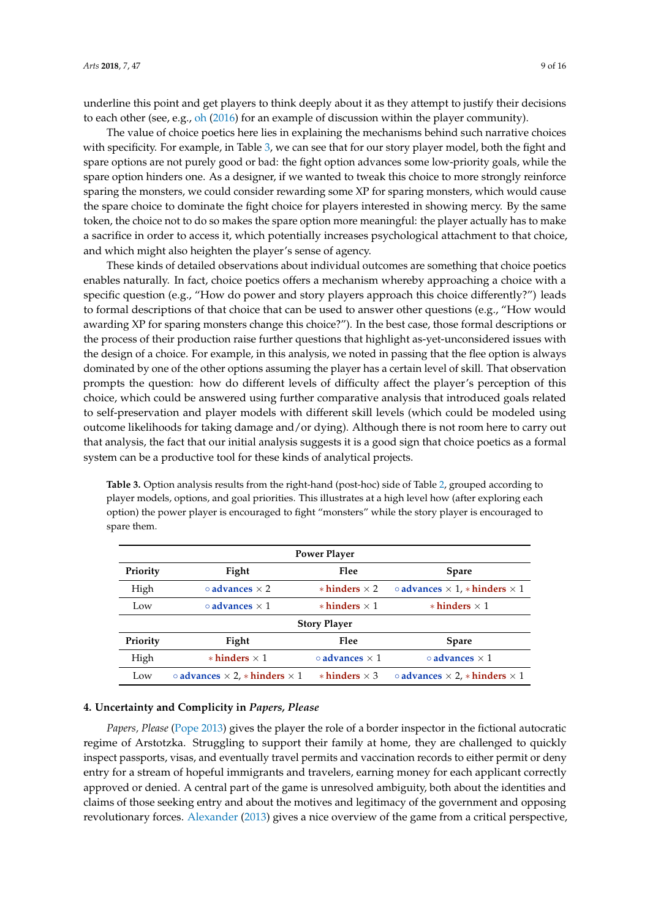underline this point and get players to think deeply about it as they attempt to justify their decisions to each other (see, e.g., oh (2016) for an example of discussion within the player community).

The value of choice poetics here lies in explaining the mechanisms behind such narrative choices with specificity. For example, in Table 3, we can see that for our story player model, both the fight and spare options are not purely good or bad: the fight option advances some low-priority goals, while the spare option hinders one. As a designer, if we wanted to tweak this choice to more strongly reinforce sparing the monsters, we could consider rewarding some XP for sparing monsters, which would cause the spare choice to dominate the fight choice for players interested in showing mercy. By the same token, the choice not to do so makes the spare option more meaningful: the player actually has to make a sacrifice in order to access it, which potentially increases psychological attachment to that choice, and which might also heighten the player's sense of agency.

These kinds of detailed observations about individual outcomes are something that choice poetics enables naturally. In fact, choice poetics offers a mechanism whereby approaching a choice with a specific question (e.g., "How do power and story players approach this choice differently?") leads to formal descriptions of that choice that can be used to answer other questions (e.g., "How would awarding XP for sparing monsters change this choice?"). In the best case, those formal descriptions or the process of their production raise further questions that highlight as-yet-unconsidered issues with the design of a choice. For example, in this analysis, we noted in passing that the flee option is always dominated by one of the other options assuming the player has a certain level of skill. That observation prompts the question: how do different levels of difficulty affect the player's perception of this choice, which could be answered using further comparative analysis that introduced goals related to self-preservation and player models with different skill levels (which could be modeled using outcome likelihoods for taking damage and/or dying). Although there is not room here to carry out that analysis, the fact that our initial analysis suggests it is a good sign that choice poetics as a formal system can be a productive tool for these kinds of analytical projects.

**Table 3.** Option analysis results from the right-hand (post-hoc) side of Table 2, grouped according to player models, options, and goal priorities. This illustrates at a high level how (after exploring each option) the power player is encouraged to fight "monsters" while the story player is encouraged to spare them.

| Power Player | | | |
|---|---|---|---|
| **Priority** | **Fight** | **Flee** | **Spare** |
| High | ∘ **advances** × 2 | * **hinders** × 2 | ∘ **advances** × 1, * **hinders** × 1 |
| Low | ∘ **advances** × 1 | * **hinders** × 1 | * **hinders** × 1 |
| **Story Player** | | | |
| **Priority** | **Fight** | **Flee** | **Spare** |
| High | * **hinders** × 1 | ∘ **advances** × 1 | ∘ **advances** × 1 |
| Low | ∘ **advances** × 2, * **hinders** × 1 | * **hinders** × 3 | ∘ **advances** × 2, * **hinders** × 1 |

## 4. Uncertainty and Complicity in *Papers, Please*

*Papers, Please* (Pope 2013) gives the player the role of a border inspector in the fictional autocratic regime of Arstotzka. Struggling to support their family at home, they are challenged to quickly inspect passports, visas, and eventually travel permits and vaccination records to either permit or deny entry for a stream of hopeful immigrants and travelers, earning money for each applicant correctly approved or denied. A central part of the game is unresolved ambiguity, both about the identities and claims of those seeking entry and about the motives and legitimacy of the government and opposing revolutionary forces. Alexander (2013) gives a nice overview of the game from a critical perspective,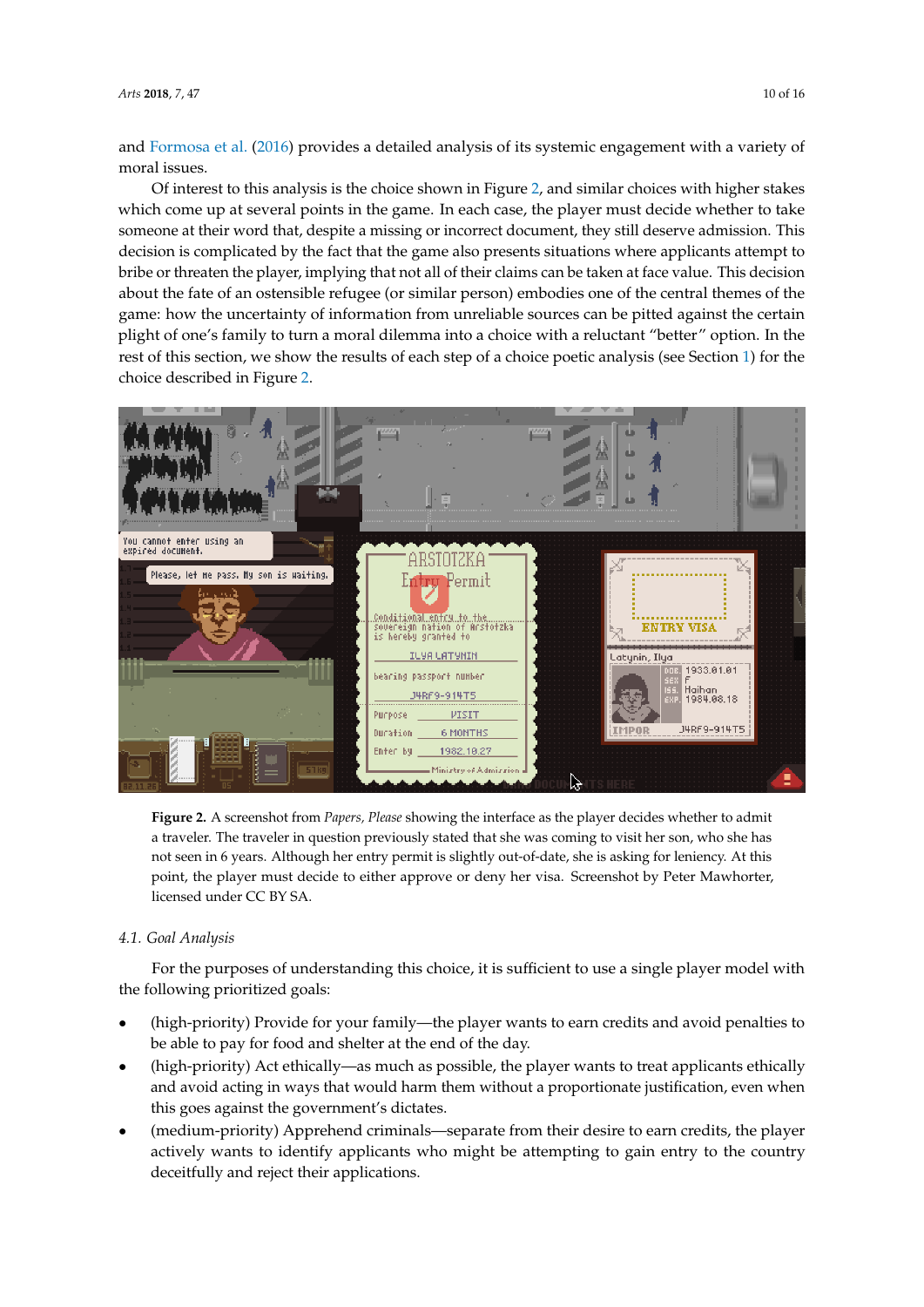and Formosa et al. (2016) provides a detailed analysis of its systemic engagement with a variety of moral issues.

Of interest to this analysis is the choice shown in Figure 2, and similar choices with higher stakes which come up at several points in the game. In each case, the player must decide whether to take someone at their word that, despite a missing or incorrect document, they still deserve admission. This decision is complicated by the fact that the game also presents situations where applicants attempt to bribe or threaten the player, implying that not all of their claims can be taken at face value. This decision about the fate of an ostensible refugee (or similar person) embodies one of the central themes of the game: how the uncertainty of information from unreliable sources can be pitted against the certain plight of one's family to turn a moral dilemma into a choice with a reluctant "better" option. In the rest of this section, we show the results of each step of a choice poetic analysis (see Section 1) for the choice described in Figure 2.

**Figure 2.** A screenshot from *Papers, Please* showing the interface as the player decides whether to admit a traveler. The traveler in question previously stated that she was coming to visit her son, who she has not seen in 6 years. Although her entry permit is slightly out-of-date, she is asking for leniency. At this point, the player must decide to either approve or deny her visa. Screenshot by Peter Mawhorter, licensed under CC BY SA.

### 4.1. Goal Analysis

For the purposes of understanding this choice, it is sufficient to use a single player model with the following prioritized goals:

- (high-priority) Provide for your family—the player wants to earn credits and avoid penalties to be able to pay for food and shelter at the end of the day.
- (high-priority) Act ethically—as much as possible, the player wants to treat applicants ethically and avoid acting in ways that would harm them without a proportionate justification, even when this goes against the government's dictates.
- (medium-priority) Apprehend criminals—separate from their desire to earn credits, the player actively wants to identify applicants who might be attempting to gain entry to the country deceitfully and reject their applications.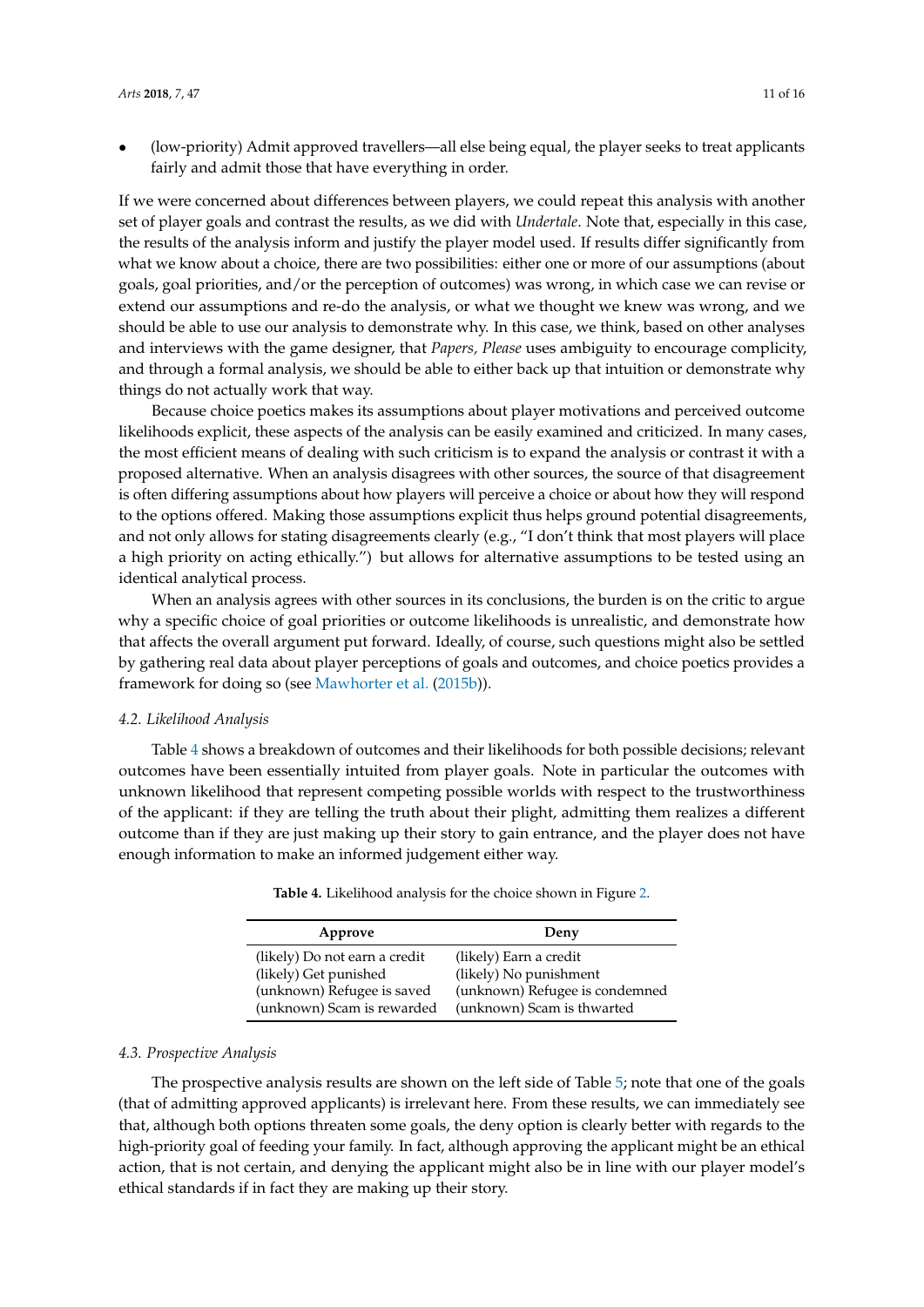- (low-priority) Admit approved travellers—all else being equal, the player seeks to treat applicants fairly and admit those that have everything in order.

If we were concerned about differences between players, we could repeat this analysis with another set of player goals and contrast the results, as we did with *Undertale*. Note that, especially in this case, the results of the analysis inform and justify the player model used. If results differ significantly from what we know about a choice, there are two possibilities: either one or more of our assumptions (about goals, goal priorities, and/or the perception of outcomes) was wrong, in which case we can revise or extend our assumptions and re-do the analysis, or what we thought we knew was wrong, and we should be able to use our analysis to demonstrate why. In this case, we think, based on other analyses and interviews with the game designer, that *Papers, Please* uses ambiguity to encourage complicity, and through a formal analysis, we should be able to either back up that intuition or demonstrate why things do not actually work that way.

Because choice poetics makes its assumptions about player motivations and perceived outcome likelihoods explicit, these aspects of the analysis can be easily examined and criticized. In many cases, the most efficient means of dealing with such criticism is to expand the analysis or contrast it with a proposed alternative. When an analysis disagrees with other sources, the source of that disagreement is often differing assumptions about how players will perceive a choice or about how they will respond to the options offered. Making those assumptions explicit thus helps ground potential disagreements, and not only allows for stating disagreements clearly (e.g., "I don't think that most players will place a high priority on acting ethically.") but allows for alternative assumptions to be tested using an identical analytical process.

When an analysis agrees with other sources in its conclusions, the burden is on the critic to argue why a specific choice of goal priorities or outcome likelihoods is unrealistic, and demonstrate how that affects the overall argument put forward. Ideally, of course, such questions might also be settled by gathering real data about player perceptions of goals and outcomes, and choice poetics provides a framework for doing so (see Mawhorter et al. (2015b)).

### 4.2. Likelihood Analysis

Table 4 shows a breakdown of outcomes and their likelihoods for both possible decisions; relevant outcomes have been essentially intuited from player goals. Note in particular the outcomes with unknown likelihood that represent competing possible worlds with respect to the trustworthiness of the applicant: if they are telling the truth about their plight, admitting them realizes a different outcome than if they are just making up their story to gain entrance, and the player does not have enough information to make an informed judgement either way.

**Table 4.** Likelihood analysis for the choice shown in Figure 2.

| Approve | Deny |
|---|---|
| (likely) Do not earn a credit | (likely) Earn a credit |
| (likely) Get punished | (likely) No punishment |
| (unknown) Refugee is saved | (unknown) Refugee is condemned |
| (unknown) Scam is rewarded | (unknown) Scam is thwarted |

### 4.3. Prospective Analysis

The prospective analysis results are shown on the left side of Table 5; note that one of the goals (that of admitting approved applicants) is irrelevant here. From these results, we can immediately see that, although both options threaten some goals, the deny option is clearly better with regards to the high-priority goal of feeding your family. In fact, although approving the applicant might be an ethical action, that is not certain, and denying the applicant might also be in line with our player model's ethical standards if in fact they are making up their story.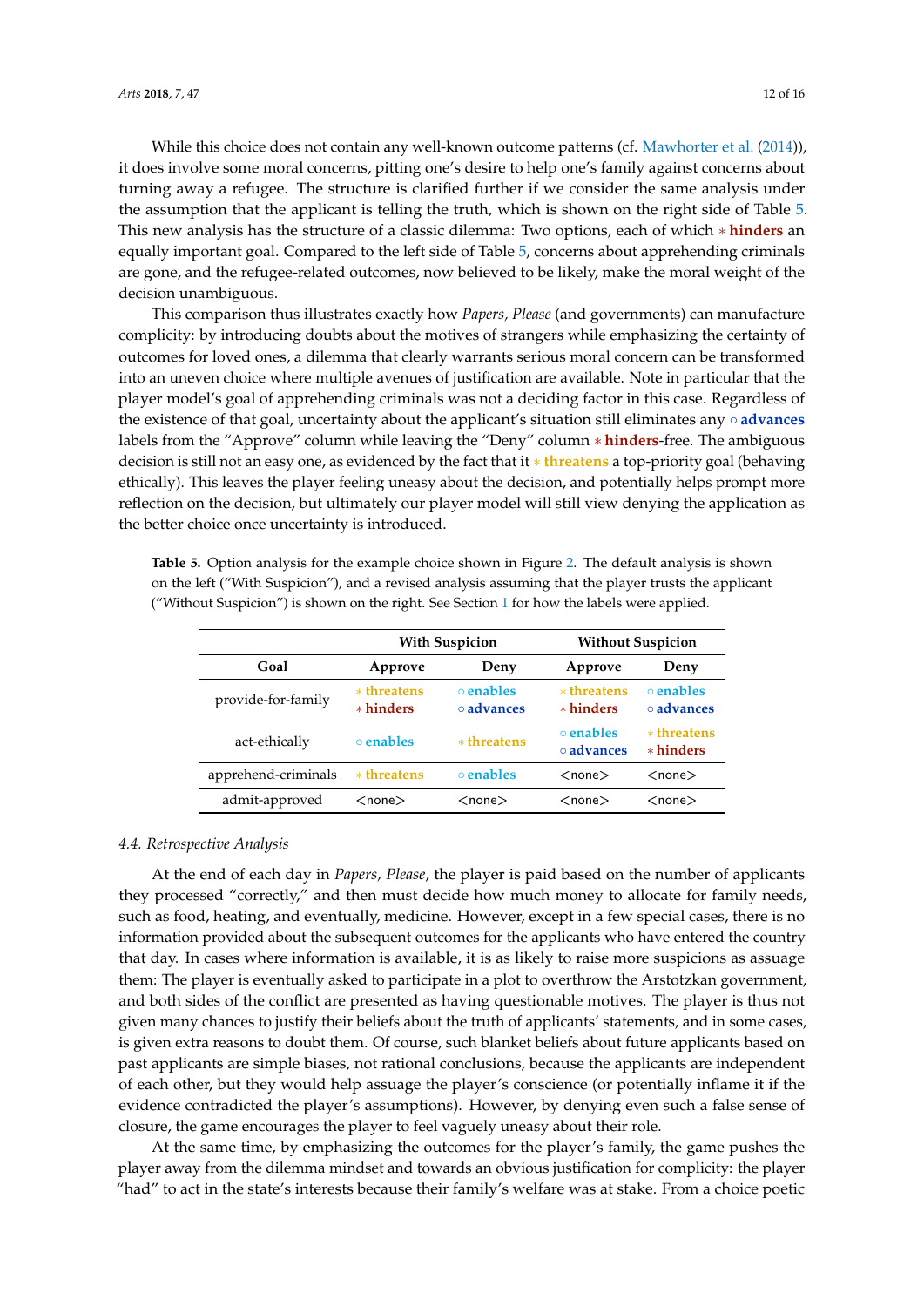While this choice does not contain any well-known outcome patterns (cf. Mawhorter et al. (2014)), it does involve some moral concerns, pitting one's desire to help one's family against concerns about turning away a refugee. The structure is clarified further if we consider the same analysis under the assumption that the applicant is telling the truth, which is shown on the right side of Table 5. This new analysis has the structure of a classic dilemma: Two options, each of which * **hinders** an equally important goal. Compared to the left side of Table 5, concerns about apprehending criminals are gone, and the refugee-related outcomes, now believed to be likely, make the moral weight of the decision unambiguous.

This comparison thus illustrates exactly how *Papers, Please* (and governments) can manufacture complicity: by introducing doubts about the motives of strangers while emphasizing the certainty of outcomes for loved ones, a dilemma that clearly warrants serious moral concern can be transformed into an uneven choice where multiple avenues of justification are available. Note in particular that the player model's goal of apprehending criminals was not a deciding factor in this case. Regardless of the existence of that goal, uncertainty about the applicant's situation still eliminates any ○ **advances** labels from the "Approve" column while leaving the "Deny" column * **hinders**-free. The ambiguous decision is still not an easy one, as evidenced by the fact that it * **threatens** a top-priority goal (behaving ethically). This leaves the player feeling uneasy about the decision, and potentially helps prompt more reflection on the decision, but ultimately our player model will still view denying the application as the better choice once uncertainty is introduced.

**Table 5.** Option analysis for the example choice shown in Figure 2. The default analysis is shown on the left ("With Suspicion"), and a revised analysis assuming that the player trusts the applicant ("Without Suspicion") is shown on the right. See Section 1 for how the labels were applied.

| | With Suspicion | | Without Suspicion | |
|---|---|---|---|---|
| **Goal** | **Approve** | **Deny** | **Approve** | **Deny** |
| provide-for-family | * **threatens** * **hinders** | ○ **enables** ○ **advances** | * **threatens** * **hinders** | ○ **enables** ○ **advances** |
| act-ethically | ○ **enables** | * **threatens** | ○ **enables** ○ **advances** | * **threatens** * **hinders** |
| apprehend-criminals | * **threatens** | ○ **enables** | <none> | <none> |
| admit-approved | <none> | <none> | <none> | <none> |

### 4.4. Retrospective Analysis

At the end of each day in *Papers, Please*, the player is paid based on the number of applicants they processed "correctly," and then must decide how much money to allocate for family needs, such as food, heating, and eventually, medicine. However, except in a few special cases, there is no information provided about the subsequent outcomes for the applicants who have entered the country that day. In cases where information is available, it is as likely to raise more suspicions as assuage them: The player is eventually asked to participate in a plot to overthrow the Arstotzkan government, and both sides of the conflict are presented as having questionable motives. The player is thus not given many chances to justify their beliefs about the truth of applicants' statements, and in some cases, is given extra reasons to doubt them. Of course, such blanket beliefs about future applicants based on past applicants are simple biases, not rational conclusions, because the applicants are independent of each other, but they would help assuage the player's conscience (or potentially inflame it if the evidence contradicted the player's assumptions). However, by denying even such a false sense of closure, the game encourages the player to feel vaguely uneasy about their role.

At the same time, by emphasizing the outcomes for the player's family, the game pushes the player away from the dilemma mindset and towards an obvious justification for complicity: the player "had" to act in the state's interests because their family's welfare was at stake. From a choice poetic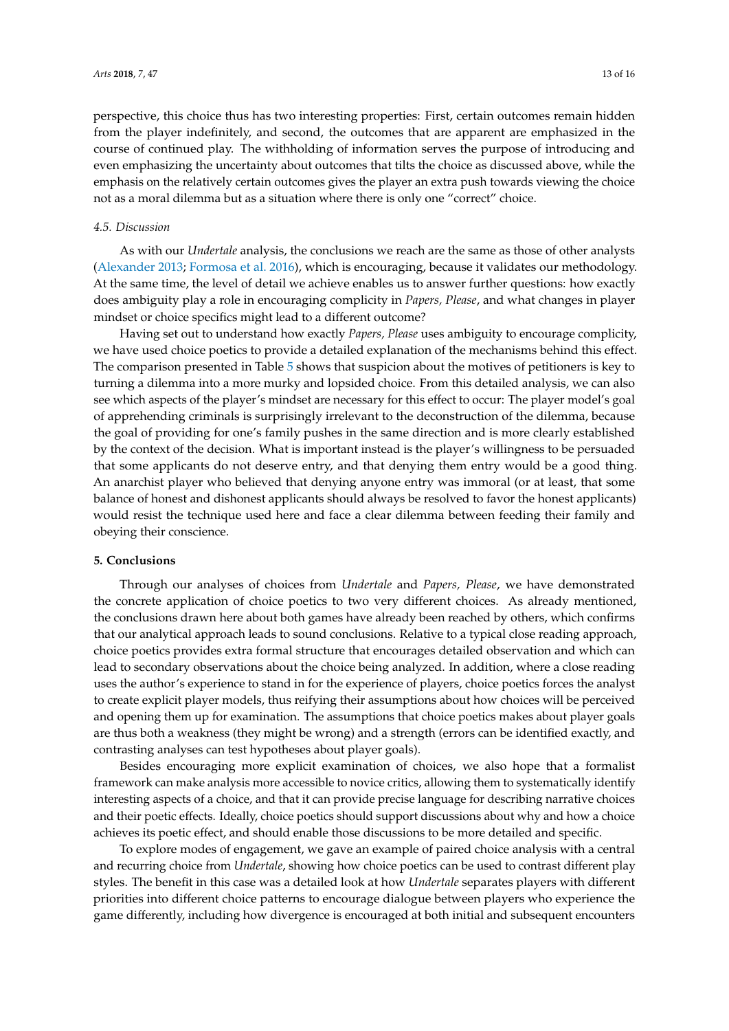perspective, this choice thus has two interesting properties: First, certain outcomes remain hidden from the player indefinitely, and second, the outcomes that are apparent are emphasized in the course of continued play. The withholding of information serves the purpose of introducing and even emphasizing the uncertainty about outcomes that tilts the choice as discussed above, while the emphasis on the relatively certain outcomes gives the player an extra push towards viewing the choice not as a moral dilemma but as a situation where there is only one "correct" choice.

### *4.5. Discussion*

As with our *Undertale* analysis, the conclusions we reach are the same as those of other analysts (Alexander 2013; Formosa et al. 2016), which is encouraging, because it validates our methodology. At the same time, the level of detail we achieve enables us to answer further questions: how exactly does ambiguity play a role in encouraging complicity in *Papers, Please*, and what changes in player mindset or choice specifics might lead to a different outcome?

Having set out to understand how exactly *Papers, Please* uses ambiguity to encourage complicity, we have used choice poetics to provide a detailed explanation of the mechanisms behind this effect. The comparison presented in Table 5 shows that suspicion about the motives of petitioners is key to turning a dilemma into a more murky and lopsided choice. From this detailed analysis, we can also see which aspects of the player's mindset are necessary for this effect to occur: The player model's goal of apprehending criminals is surprisingly irrelevant to the deconstruction of the dilemma, because the goal of providing for one's family pushes in the same direction and is more clearly established by the context of the decision. What is important instead is the player's willingness to be persuaded that some applicants do not deserve entry, and that denying them entry would be a good thing. An anarchist player who believed that denying anyone entry was immoral (or at least, that some balance of honest and dishonest applicants should always be resolved to favor the honest applicants) would resist the technique used here and face a clear dilemma between feeding their family and obeying their conscience.

## **5. Conclusions**

Through our analyses of choices from *Undertale* and *Papers, Please*, we have demonstrated the concrete application of choice poetics to two very different choices. As already mentioned, the conclusions drawn here about both games have already been reached by others, which confirms that our analytical approach leads to sound conclusions. Relative to a typical close reading approach, choice poetics provides extra formal structure that encourages detailed observation and which can lead to secondary observations about the choice being analyzed. In addition, where a close reading uses the author's experience to stand in for the experience of players, choice poetics forces the analyst to create explicit player models, thus reifying their assumptions about how choices will be perceived and opening them up for examination. The assumptions that choice poetics makes about player goals are thus both a weakness (they might be wrong) and a strength (errors can be identified exactly, and contrasting analyses can test hypotheses about player goals).

Besides encouraging more explicit examination of choices, we also hope that a formalist framework can make analysis more accessible to novice critics, allowing them to systematically identify interesting aspects of a choice, and that it can provide precise language for describing narrative choices and their poetic effects. Ideally, choice poetics should support discussions about why and how a choice achieves its poetic effect, and should enable those discussions to be more detailed and specific.

To explore modes of engagement, we gave an example of paired choice analysis with a central and recurring choice from *Undertale*, showing how choice poetics can be used to contrast different play styles. The benefit in this case was a detailed look at how *Undertale* separates players with different priorities into different choice patterns to encourage dialogue between players who experience the game differently, including how divergence is encouraged at both initial and subsequent encounters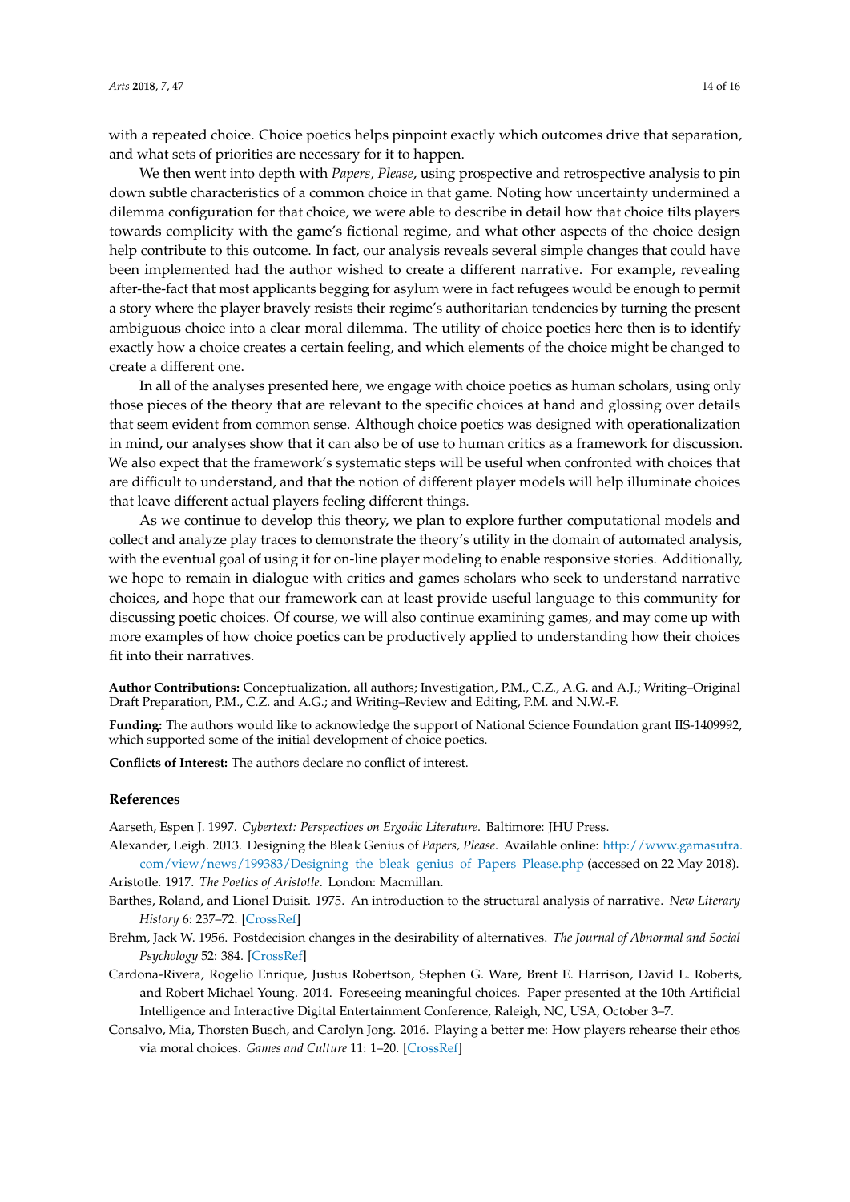with a repeated choice. Choice poetics helps pinpoint exactly which outcomes drive that separation, and what sets of priorities are necessary for it to happen.

We then went into depth with *Papers, Please*, using prospective and retrospective analysis to pin down subtle characteristics of a common choice in that game. Noting how uncertainty undermined a dilemma configuration for that choice, we were able to describe in detail how that choice tilts players towards complicity with the game's fictional regime, and what other aspects of the choice design help contribute to this outcome. In fact, our analysis reveals several simple changes that could have been implemented had the author wished to create a different narrative. For example, revealing after-the-fact that most applicants begging for asylum were in fact refugees would be enough to permit a story where the player bravely resists their regime's authoritarian tendencies by turning the present ambiguous choice into a clear moral dilemma. The utility of choice poetics here then is to identify exactly how a choice creates a certain feeling, and which elements of the choice might be changed to create a different one.

In all of the analyses presented here, we engage with choice poetics as human scholars, using only those pieces of the theory that are relevant to the specific choices at hand and glossing over details that seem evident from common sense. Although choice poetics was designed with operationalization in mind, our analyses show that it can also be of use to human critics as a framework for discussion. We also expect that the framework's systematic steps will be useful when confronted with choices that are difficult to understand, and that the notion of different player models will help illuminate choices that leave different actual players feeling different things.

As we continue to develop this theory, we plan to explore further computational models and collect and analyze play traces to demonstrate the theory's utility in the domain of automated analysis, with the eventual goal of using it for on-line player modeling to enable responsive stories. Additionally, we hope to remain in dialogue with critics and games scholars who seek to understand narrative choices, and hope that our framework can at least provide useful language to this community for discussing poetic choices. Of course, we will also continue examining games, and may come up with more examples of how choice poetics can be productively applied to understanding how their choices fit into their narratives.

**Author Contributions:** Conceptualization, all authors; Investigation, P.M., C.Z., A.G. and A.J.; Writing–Original Draft Preparation, P.M., C.Z. and A.G.; and Writing–Review and Editing, P.M. and N.W.-F.

**Funding:** The authors would like to acknowledge the support of National Science Foundation grant IIS-1409992, which supported some of the initial development of choice poetics.

**Conflicts of Interest:** The authors declare no conflict of interest.

## References

Aarseth, Espen J. 1997. *Cybertext: Perspectives on Ergodic Literature*. Baltimore: JHU Press.

Alexander, Leigh. 2013. Designing the Bleak Genius of *Papers, Please*. Available online: http://www.gamasutra.com/view/news/199383/Designing_the_bleak_genius_of_Papers_Please.php (accessed on 22 May 2018).

Aristotle. 1917. *The Poetics of Aristotle*. London: Macmillan.

Barthes, Roland, and Lionel Duisit. 1975. An introduction to the structural analysis of narrative. *New Literary History* 6: 237–72. [CrossRef]

Brehm, Jack W. 1956. Postdecision changes in the desirability of alternatives. *The Journal of Abnormal and Social Psychology* 52: 384. [CrossRef]

Cardona-Rivera, Rogelio Enrique, Justus Robertson, Stephen G. Ware, Brent E. Harrison, David L. Roberts, and Robert Michael Young. 2014. Foreseeing meaningful choices. Paper presented at the 10th Artificial Intelligence and Interactive Digital Entertainment Conference, Raleigh, NC, USA, October 3–7.

Consalvo, Mia, Thorsten Busch, and Carolyn Jong. 2016. Playing a better me: How players rehearse their ethos via moral choices. *Games and Culture* 11: 1–20. [CrossRef]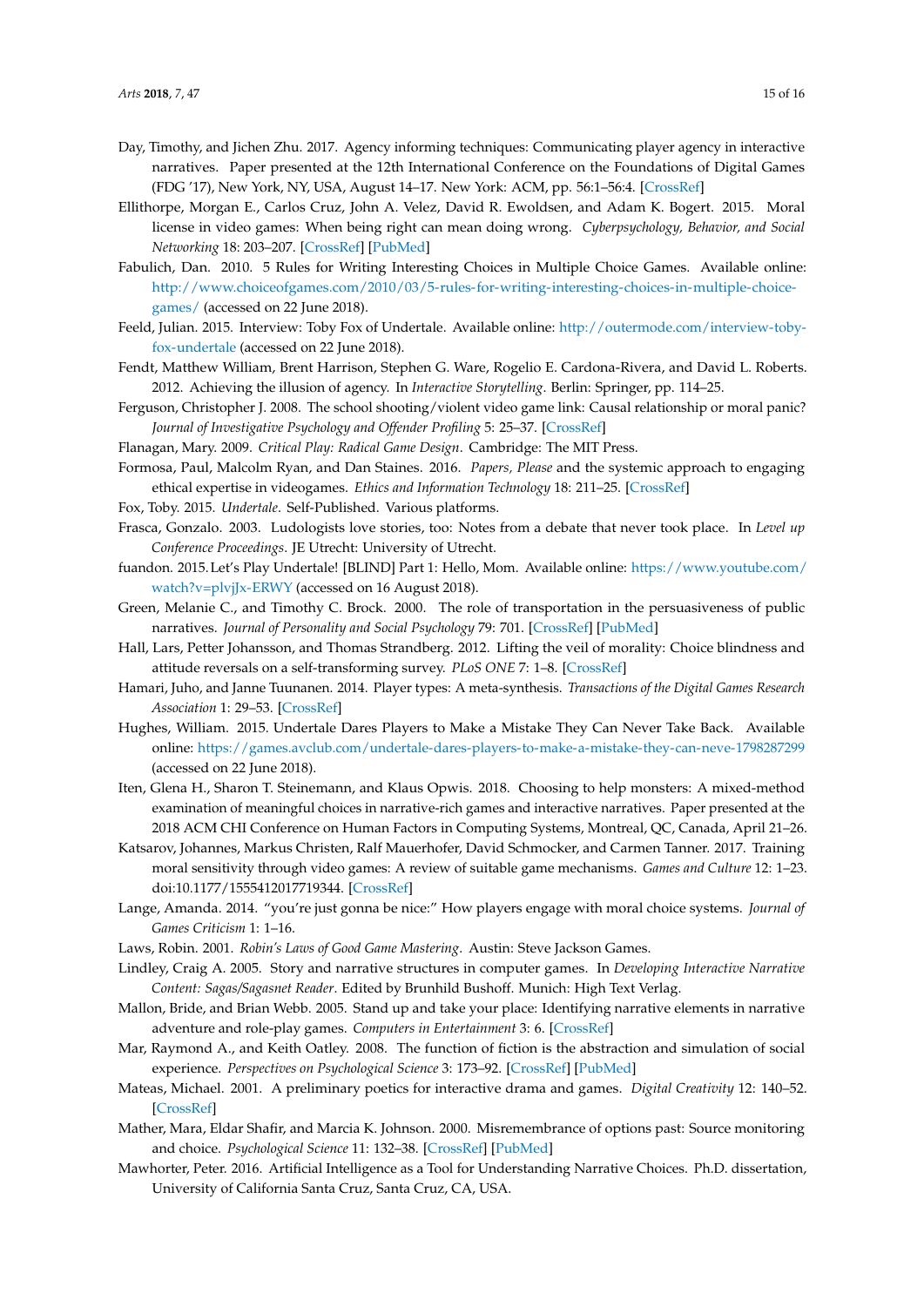Day, Timothy, and Jichen Zhu. 2017. Agency informing techniques: Communicating player agency in interactive narratives. Paper presented at the 12th International Conference on the Foundations of Digital Games (FDG '17), New York, NY, USA, August 14–17. New York: ACM, pp. 56:1–56:4. [CrossRef]

Ellithorpe, Morgan E., Carlos Cruz, John A. Velez, David R. Ewoldsen, and Adam K. Bogert. 2015. Moral license in video games: When being right can mean doing wrong. *Cyberpsychology, Behavior, and Social Networking* 18: 203–207. [CrossRef] [PubMed]

Fabulich, Dan. 2010. 5 Rules for Writing Interesting Choices in Multiple Choice Games. Available online: http://www.choiceofgames.com/2010/03/5-rules-for-writing-interesting-choices-in-multiple-choice-games/ (accessed on 22 June 2018).

Feeld, Julian. 2015. Interview: Toby Fox of Undertale. Available online: http://outermode.com/interview-toby-fox-undertale (accessed on 22 June 2018).

Fendt, Matthew William, Brent Harrison, Stephen G. Ware, Rogelio E. Cardona-Rivera, and David L. Roberts. 2012. Achieving the illusion of agency. In *Interactive Storytelling*. Berlin: Springer, pp. 114–25.

Ferguson, Christopher J. 2008. The school shooting/violent video game link: Causal relationship or moral panic? *Journal of Investigative Psychology and Offender Profiling* 5: 25–37. [CrossRef]

Flanagan, Mary. 2009. *Critical Play: Radical Game Design*. Cambridge: The MIT Press.

Formosa, Paul, Malcolm Ryan, and Dan Staines. 2016. *Papers, Please* and the systemic approach to engaging ethical expertise in videogames. *Ethics and Information Technology* 18: 211–25. [CrossRef]

Fox, Toby. 2015. *Undertale*. Self-Published. Various platforms.

Frasca, Gonzalo. 2003. Ludologists love stories, too: Notes from a debate that never took place. In *Level up Conference Proceedings*. JE Utrecht: University of Utrecht.

fuandon. 2015. Let's Play Undertale! [BLIND] Part 1: Hello, Mom. Available online: https://www.youtube.com/watch?v=plvjJx-ERWY (accessed on 16 August 2018).

Green, Melanie C., and Timothy C. Brock. 2000. The role of transportation in the persuasiveness of public narratives. *Journal of Personality and Social Psychology* 79: 701. [CrossRef] [PubMed]

Hall, Lars, Petter Johansson, and Thomas Strandberg. 2012. Lifting the veil of morality: Choice blindness and attitude reversals on a self-transforming survey. *PLoS ONE* 7: 1–8. [CrossRef]

Hamari, Juho, and Janne Tuunanen. 2014. Player types: A meta-synthesis. *Transactions of the Digital Games Research Association* 1: 29–53. [CrossRef]

Hughes, William. 2015. Undertale Dares Players to Make a Mistake They Can Never Take Back. Available online: https://games.avclub.com/undertale-dares-players-to-make-a-mistake-they-can-neve-1798287299 (accessed on 22 June 2018).

Iten, Glena H., Sharon T. Steinemann, and Klaus Opwis. 2018. Choosing to help monsters: A mixed-method examination of meaningful choices in narrative-rich games and interactive narratives. Paper presented at the 2018 ACM CHI Conference on Human Factors in Computing Systems, Montreal, QC, Canada, April 21–26.

Katsarov, Johannes, Markus Christen, Ralf Mauerhofer, David Schmocker, and Carmen Tanner. 2017. Training moral sensitivity through video games: A review of suitable game mechanisms. *Games and Culture* 12: 1–23. doi:10.1177/1555412017719344. [CrossRef]

Lange, Amanda. 2014. "you're just gonna be nice:" How players engage with moral choice systems. *Journal of Games Criticism* 1: 1–16.

Laws, Robin. 2001. *Robin's Laws of Good Game Mastering*. Austin: Steve Jackson Games.

Lindley, Craig A. 2005. Story and narrative structures in computer games. In *Developing Interactive Narrative Content: Sagas/Sagasnet Reader*. Edited by Brunhild Bushoff. Munich: High Text Verlag.

Mallon, Bride, and Brian Webb. 2005. Stand up and take your place: Identifying narrative elements in narrative adventure and role-play games. *Computers in Entertainment* 3: 6. [CrossRef]

Mar, Raymond A., and Keith Oatley. 2008. The function of fiction is the abstraction and simulation of social experience. *Perspectives on Psychological Science* 3: 173–92. [CrossRef] [PubMed]

Mateas, Michael. 2001. A preliminary poetics for interactive drama and games. *Digital Creativity* 12: 140–52. [CrossRef]

Mather, Mara, Eldar Shafir, and Marcia K. Johnson. 2000. Misremembrance of options past: Source monitoring and choice. *Psychological Science* 11: 132–38. [CrossRef] [PubMed]

Mawhorter, Peter. 2016. Artificial Intelligence as a Tool for Understanding Narrative Choices. Ph.D. dissertation, University of California Santa Cruz, Santa Cruz, CA, USA.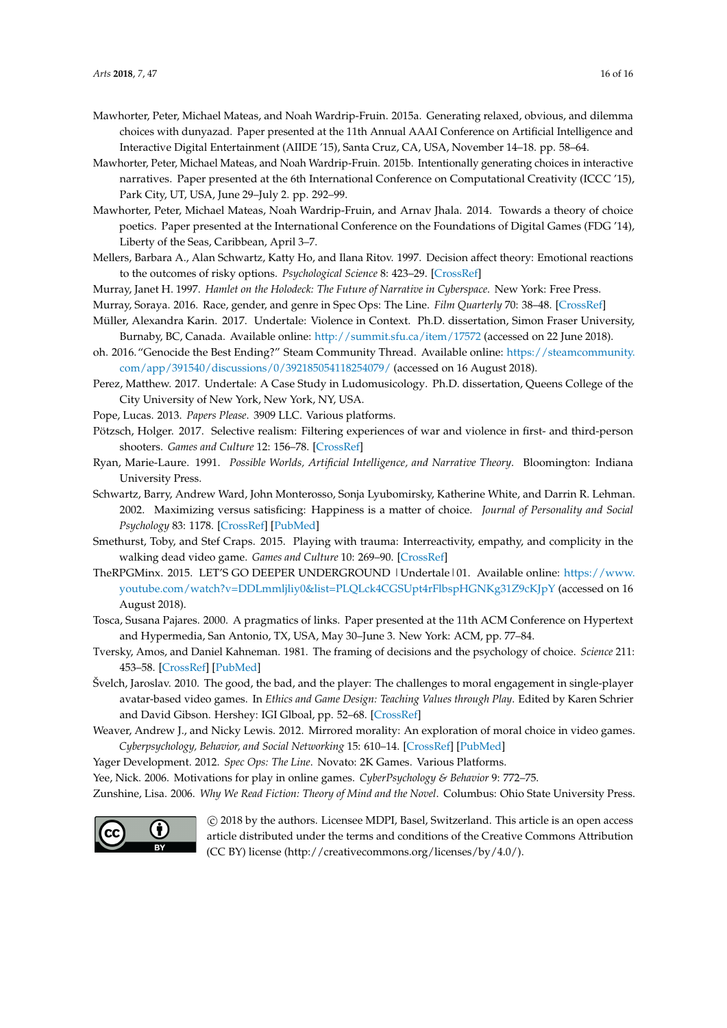Mawhorter, Peter, Michael Mateas, and Noah Wardrip-Fruin. 2015a. Generating relaxed, obvious, and dilemma choices with dunyazad. Paper presented at the 11th Annual AAAI Conference on Artificial Intelligence and Interactive Digital Entertainment (AIIDE '15), Santa Cruz, CA, USA, November 14–18. pp. 58–64.

Mawhorter, Peter, Michael Mateas, and Noah Wardrip-Fruin. 2015b. Intentionally generating choices in interactive narratives. Paper presented at the 6th International Conference on Computational Creativity (ICCC '15), Park City, UT, USA, June 29–July 2. pp. 292–99.

Mawhorter, Peter, Michael Mateas, Noah Wardrip-Fruin, and Arnav Jhala. 2014. Towards a theory of choice poetics. Paper presented at the International Conference on the Foundations of Digital Games (FDG '14), Liberty of the Seas, Caribbean, April 3–7.

Mellers, Barbara A., Alan Schwartz, Katty Ho, and Ilana Ritov. 1997. Decision affect theory: Emotional reactions to the outcomes of risky options. *Psychological Science* 8: 423–29. [CrossRef]

Murray, Janet H. 1997. *Hamlet on the Holodeck: The Future of Narrative in Cyberspace*. New York: Free Press.

Murray, Soraya. 2016. Race, gender, and genre in Spec Ops: The Line. *Film Quarterly* 70: 38–48. [CrossRef]

Müller, Alexandra Karin. 2017. Undertale: Violence in Context. Ph.D. dissertation, Simon Fraser University, Burnaby, BC, Canada. Available online: http://summit.sfu.ca/item/17572 (accessed on 22 June 2018).

oh. 2016. "Genocide the Best Ending?" Steam Community Thread. Available online: https://steamcommunity.com/app/391540/discussions/0/392185054118254079/ (accessed on 16 August 2018).

Perez, Matthew. 2017. Undertale: A Case Study in Ludomusicology. Ph.D. dissertation, Queens College of the City University of New York, New York, NY, USA.

Pope, Lucas. 2013. *Papers Please*. 3909 LLC. Various platforms.

Pötzsch, Holger. 2017. Selective realism: Filtering experiences of war and violence in first- and third-person shooters. *Games and Culture* 12: 156–78. [CrossRef]

Ryan, Marie-Laure. 1991. *Possible Worlds, Artificial Intelligence, and Narrative Theory*. Bloomington: Indiana University Press.

Schwartz, Barry, Andrew Ward, John Monterosso, Sonja Lyubomirsky, Katherine White, and Darrin R. Lehman. 2002. Maximizing versus satisficing: Happiness is a matter of choice. *Journal of Personality and Social Psychology* 83: 1178. [CrossRef] [PubMed]

Smethurst, Toby, and Stef Craps. 2015. Playing with trauma: Interreactivity, empathy, and complicity in the walking dead video game. *Games and Culture* 10: 269–90. [CrossRef]

TheRPGMinx. 2015. LET'S GO DEEPER UNDERGROUND | Undertale | 01. Available online: https://www.youtube.com/watch?v=DDLmmljliy0&list=PLQLck4CGSUpt4rFlbspHGNKg31Z9cKJpY (accessed on 16 August 2018).

Tosca, Susana Pajares. 2000. A pragmatics of links. Paper presented at the 11th ACM Conference on Hypertext and Hypermedia, San Antonio, TX, USA, May 30–June 3. New York: ACM, pp. 77–84.

Tversky, Amos, and Daniel Kahneman. 1981. The framing of decisions and the psychology of choice. *Science* 211: 453–58. [CrossRef] [PubMed]

Švelch, Jaroslav. 2010. The good, the bad, and the player: The challenges to moral engagement in single-player avatar-based video games. In *Ethics and Game Design: Teaching Values through Play*. Edited by Karen Schrier and David Gibson. Hershey: IGI Glboal, pp. 52–68. [CrossRef]

Weaver, Andrew J., and Nicky Lewis. 2012. Mirrored morality: An exploration of moral choice in video games. *Cyberpsychology, Behavior, and Social Networking* 15: 610–14. [CrossRef] [PubMed]

Yager Development. 2012. *Spec Ops: The Line*. Novato: 2K Games. Various Platforms.

Yee, Nick. 2006. Motivations for play in online games. *CyberPsychology & Behavior* 9: 772–75.

Zunshine, Lisa. 2006. *Why We Read Fiction: Theory of Mind and the Novel*. Columbus: Ohio State University Press.

© 2018 by the authors. Licensee MDPI, Basel, Switzerland. This article is an open access article distributed under the terms and conditions of the Creative Commons Attribution (CC BY) license (http://creativecommons.org/licenses/by/4.0/).